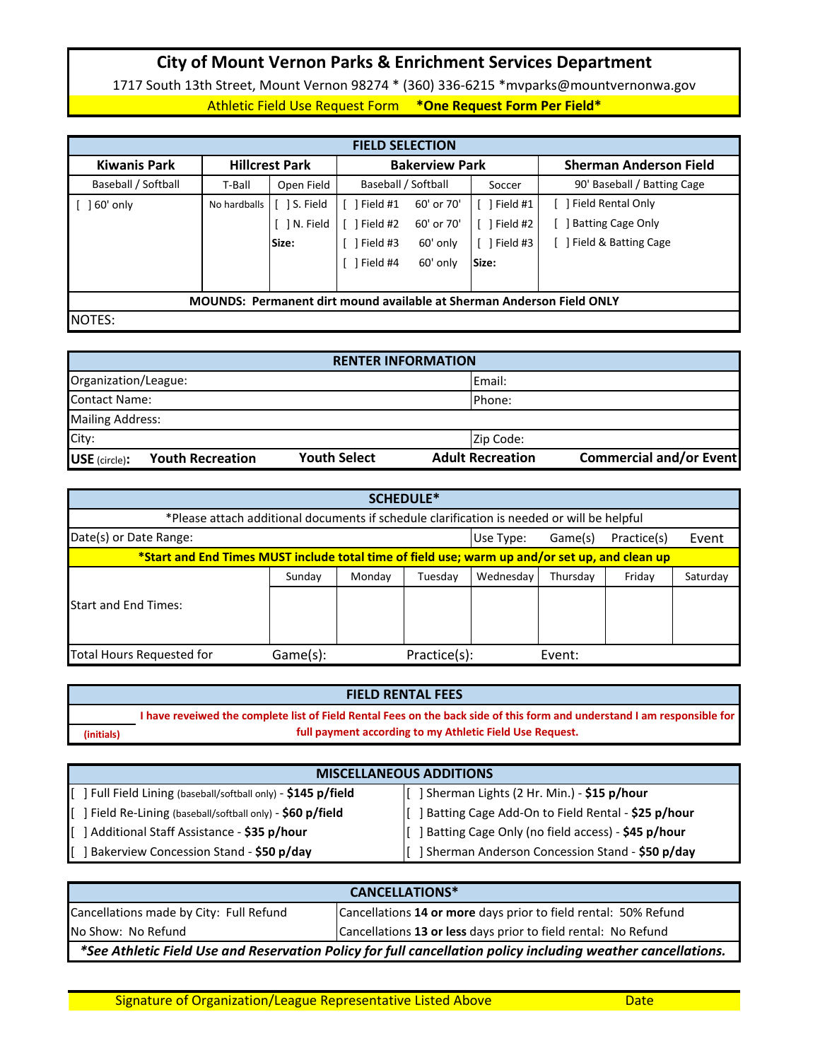# City of Mount Vernon Parks & Enrichment Services Department

1717 South 13th Street, Mount Vernon 98274 * (360) 336-6215 *mvparks@mountvernonwa.gov

Athletic Field Use Request Form **\*One Request Form Per Field\***

## FIELD SELECTION

| Kiwanis Park | Hillcrest Park | | Bakerview Park | | | Sherman Anderson Field |
|---|---|---|---|---|---|---|
| Baseball / Softball | T-Ball | Open Field | Baseball / Softball | | Soccer | 90' Baseball / Batting Cage |
| [ ] 60' only | No hardballs | [ ] S. Field | [ ] Field #1 | 60' or 70' | [ ] Field #1 | [ ] Field Rental Only |
| | | [ ] N. Field | [ ] Field #2 | 60' or 70' | [ ] Field #2 | [ ] Batting Cage Only |
| | | **Size:** | [ ] Field #3 | 60' only | [ ] Field #3 | [ ] Field & Batting Cage |
| | | | [ ] Field #4 | 60' only | **Size:** | |

**MOUNDS: Permanent dirt mound available at Sherman Anderson Field ONLY**

NOTES:

## RENTER INFORMATION

| | |
|---|---|
| Organization/League: | Email: |
| Contact Name: | Phone: |
| Mailing Address: | |
| City: | Zip Code: |

**USE** (circle)**:** **Youth Recreation** **Youth Select** **Adult Recreation** **Commercial and/or Event**

## SCHEDULE*

*Please attach additional documents if schedule clarification is needed or will be helpful

Date(s) or Date Range: Use Type: Game(s) Practice(s) Event

***Start and End Times MUST include total time of field use; warm up and/or set up, and clean up**

| | Sunday | Monday | Tuesday | Wednesday | Thursday | Friday | Saturday |
|---|---|---|---|---|---|---|---|
| Start and End Times: | | | | | | | |

Total Hours Requested for Game(s): Practice(s): Event:

## FIELD RENTAL FEES

(initials) **I have reveiwed the complete list of Field Rental Fees on the back side of this form and understand I am responsible for full payment according to my Athletic Field Use Request.**

## MISCELLANEOUS ADDITIONS

| | |
|---|---|
| [ ] Full Field Lining (baseball/softball only) - **$145 p/field** | [ ] Sherman Lights (2 Hr. Min.) - **$15 p/hour** |
| [ ] Field Re-Lining (baseball/softball only) - **$60 p/field** | [ ] Batting Cage Add-On to Field Rental - **$25 p/hour** |
| [ ] Additional Staff Assistance - **$35 p/hour** | [ ] Batting Cage Only (no field access) - **$45 p/hour** |
| [ ] Bakerview Concession Stand - **$50 p/day** | [ ] Sherman Anderson Concession Stand - **$50 p/day** |

## CANCELLATIONS*

| | |
|---|---|
| Cancellations made by City: Full Refund | Cancellations **14 or more** days prior to field rental: 50% Refund |
| No Show: No Refund | Cancellations **13 or less** days prior to field rental: No Refund |

***See Athletic Field Use and Reservation Policy for full cancellation policy including weather cancellations.***

Signature of Organization/League Representative Listed Above Date